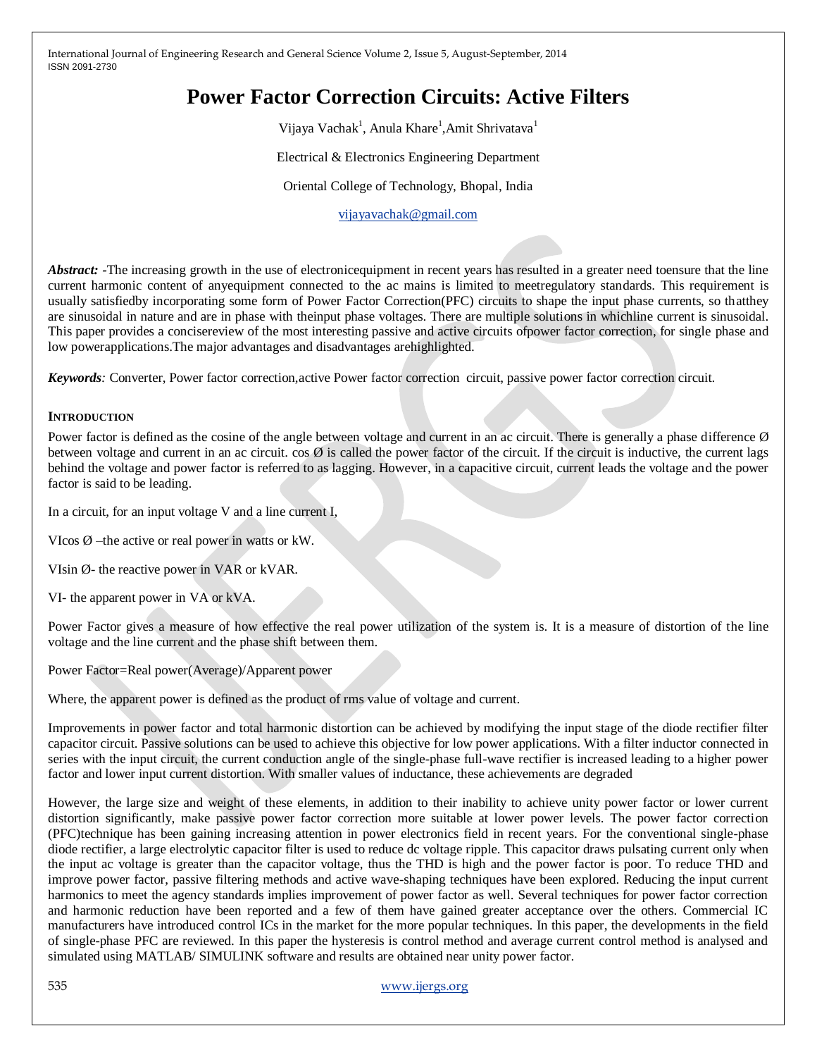# Power Factor Correction Circuits: Active Filters

Vijaya Vachak[1], Anula Khare[1], Amit Shrivatava[1]

Electrical & Electronics Engineering Department

Oriental College of Technology, Bhopal, India

vijayavachak@gmail.com

***Abstract:*** **-**The increasing growth in the use of electronicequipment in recent years has resulted in a greater need toensure that the line current harmonic content of anyequipment connected to the ac mains is limited to meetregulatory standards. This requirement is usually satisfiedby incorporating some form of Power Factor Correction(PFC) circuits to shape the input phase currents, so thatthey are sinusoidal in nature and are in phase with theinput phase voltages. There are multiple solutions in whichline current is sinusoidal. This paper provides a concisereview of the most interesting passive and active circuits ofpower factor correction, for single phase and low powerapplications.The major advantages and disadvantages arehighlighted.

***Keywords****:* Converter, Power factor correction,active Power factor correction circuit, passive power factor correction circuit.

## INTRODUCTION

Power factor is defined as the cosine of the angle between voltage and current in an ac circuit. There is generally a phase difference Ø between voltage and current in an ac circuit. cos Ø is called the power factor of the circuit. If the circuit is inductive, the current lags behind the voltage and power factor is referred to as lagging. However, in a capacitive circuit, current leads the voltage and the power factor is said to be leading.

In a circuit, for an input voltage V and a line current I,

VIcos Ø –the active or real power in watts or kW.

VIsin Ø- the reactive power in VAR or kVAR.

VI- the apparent power in VA or kVA.

Power Factor gives a measure of how effective the real power utilization of the system is. It is a measure of distortion of the line voltage and the line current and the phase shift between them.

Power Factor=Real power(Average)/Apparent power

Where, the apparent power is defined as the product of rms value of voltage and current.

Improvements in power factor and total harmonic distortion can be achieved by modifying the input stage of the diode rectifier filter capacitor circuit. Passive solutions can be used to achieve this objective for low power applications. With a filter inductor connected in series with the input circuit, the current conduction angle of the single-phase full-wave rectifier is increased leading to a higher power factor and lower input current distortion. With smaller values of inductance, these achievements are degraded

However, the large size and weight of these elements, in addition to their inability to achieve unity power factor or lower current distortion significantly, make passive power factor correction more suitable at lower power levels. The power factor correction (PFC)technique has been gaining increasing attention in power electronics field in recent years. For the conventional single-phase diode rectifier, a large electrolytic capacitor filter is used to reduce dc voltage ripple. This capacitor draws pulsating current only when the input ac voltage is greater than the capacitor voltage, thus the THD is high and the power factor is poor. To reduce THD and improve power factor, passive filtering methods and active wave-shaping techniques have been explored. Reducing the input current harmonics to meet the agency standards implies improvement of power factor as well. Several techniques for power factor correction and harmonic reduction have been reported and a few of them have gained greater acceptance over the others. Commercial IC manufacturers have introduced control ICs in the market for the more popular techniques. In this paper, the developments in the field of single-phase PFC are reviewed. In this paper the hysteresis is control method and average current control method is analysed and simulated using MATLAB/ SIMULINK software and results are obtained near unity power factor.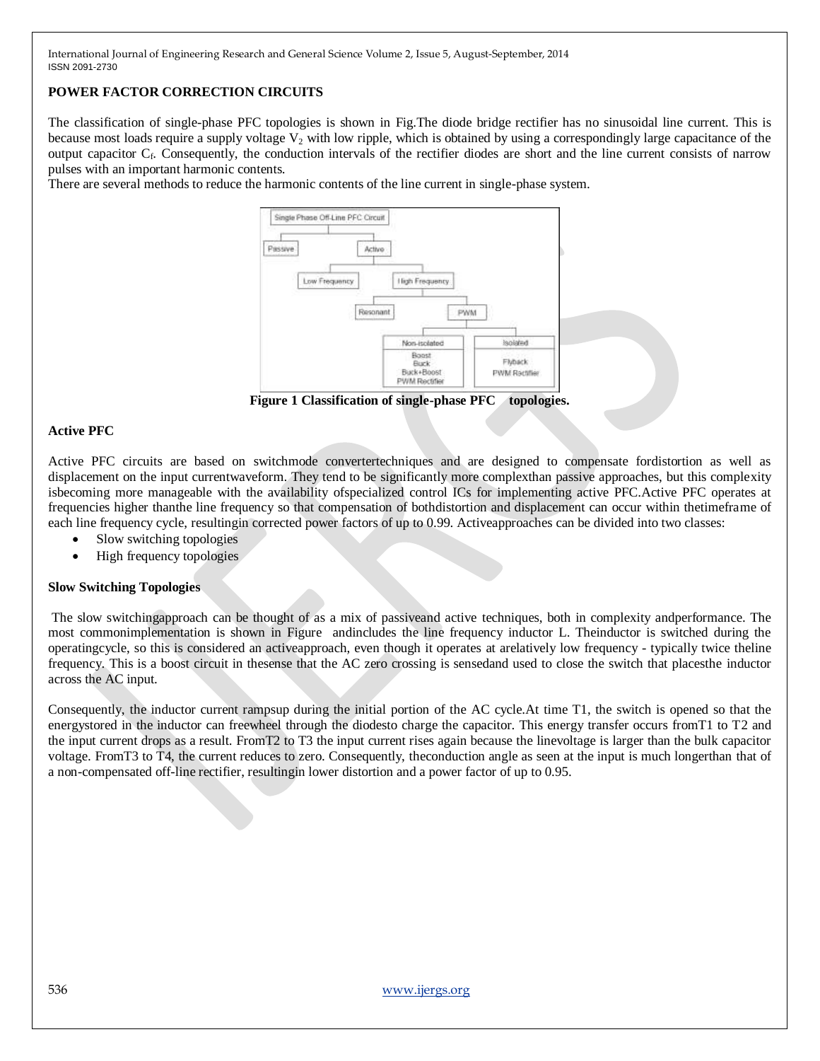**POWER FACTOR CORRECTION CIRCUITS**

The classification of single-phase PFC topologies is shown in Fig.The diode bridge rectifier has no sinusoidal line current. This is because most loads require a supply voltage $V_2$ with low ripple, which is obtained by using a correspondingly large capacitance of the output capacitor $C_f$. Consequently, the conduction intervals of the rectifier diodes are short and the line current consists of narrow pulses with an important harmonic contents.

There are several methods to reduce the harmonic contents of the line current in single-phase system.

**Figure 1 Classification of single-phase PFC topologies.**

**Active PFC**

Active PFC circuits are based on switchmode convertertechniques and are designed to compensate fordistortion as well as displacement on the input currentwaveform. They tend to be significantly more complexthan passive approaches, but this complexity isbecoming more manageable with the availability ofspecialized control ICs for implementing active PFC.Active PFC operates at frequencies higher thanthe line frequency so that compensation of bothdistortion and displacement can occur within thetimeframe of each line frequency cycle, resultingin corrected power factors of up to 0.99. Activeapproaches can be divided into two classes:

- Slow switching topologies
- High frequency topologies

**Slow Switching Topologies**

The slow switchingapproach can be thought of as a mix of passiveand active techniques, both in complexity andperformance. The most commonimplementation is shown in Figure andincludes the line frequency inductor L. Theinductor is switched during the operatingcycle, so this is considered an activeapproach, even though it operates at arelatively low frequency - typically twice theline frequency. This is a boost circuit in thesense that the AC zero crossing is sensedand used to close the switch that placesthe inductor across the AC input.

Consequently, the inductor current rampsup during the initial portion of the AC cycle.At time T1, the switch is opened so that the energystored in the inductor can freewheel through the diodesto charge the capacitor. This energy transfer occurs fromT1 to T2 and the input current drops as a result. FromT2 to T3 the input current rises again because the linevoltage is larger than the bulk capacitor voltage. FromT3 to T4, the current reduces to zero. Consequently, theconduction angle as seen at the input is much longerthan that of a non-compensated off-line rectifier, resultingin lower distortion and a power factor of up to 0.95.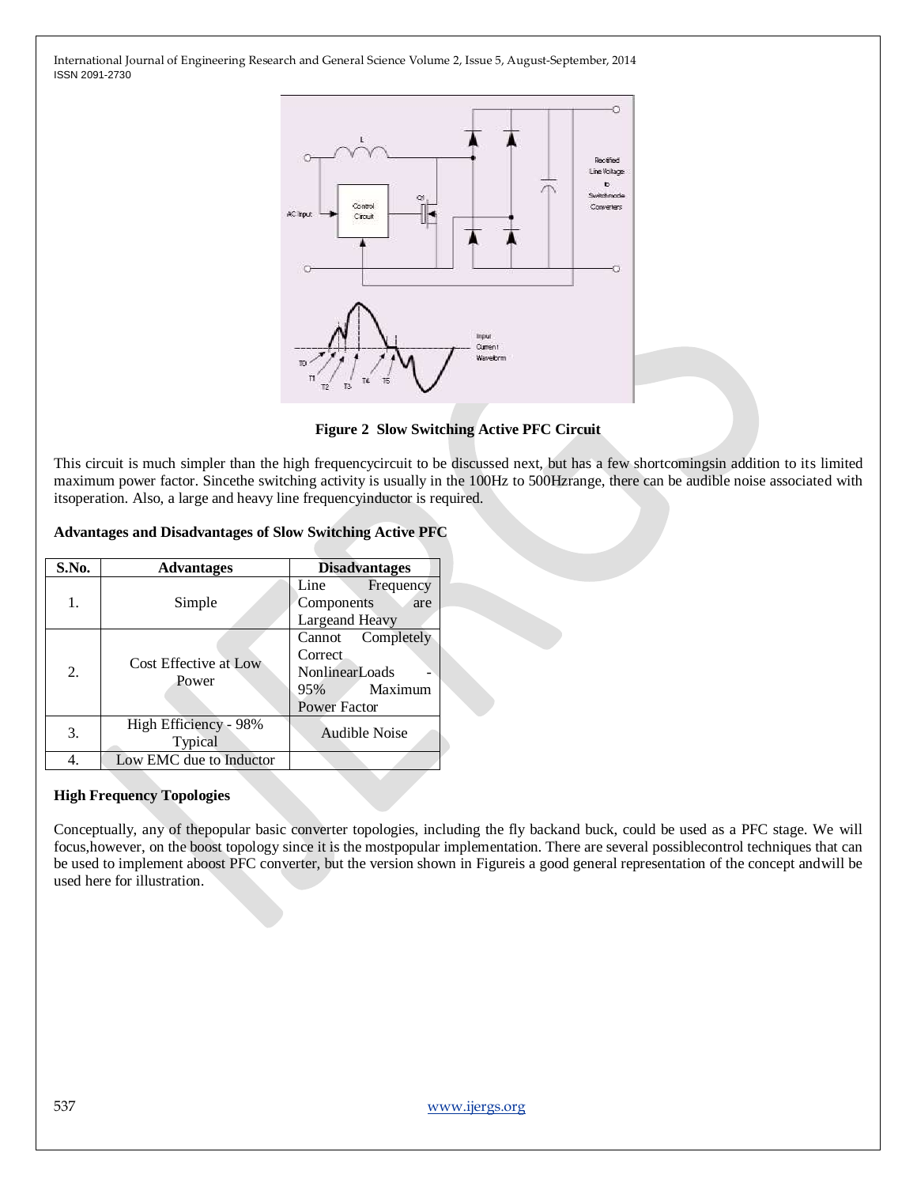**Figure 2 Slow Switching Active PFC Circuit**

This circuit is much simpler than the high frequencycircuit to be discussed next, but has a few shortcomingsin addition to its limited maximum power factor. Sincethe switching activity is usually in the 100Hz to 500Hzrange, there can be audible noise associated with itsoperation. Also, a large and heavy line frequencyinductor is required.

**Advantages and Disadvantages of Slow Switching Active PFC**

| S.No. | Advantages | Disadvantages |
|---|---|---|
| 1. | Simple | Line Frequency Components are Largeand Heavy |
| 2. | Cost Effective at Low Power | Cannot Completely Correct NonlinearLoads - 95% Maximum Power Factor |
| 3. | High Efficiency - 98% Typical | Audible Noise |
| 4. | Low EMC due to Inductor | |

**High Frequency Topologies**

Conceptually, any of thepopular basic converter topologies, including the fly backand buck, could be used as a PFC stage. We will focus,however, on the boost topology since it is the mostpopular implementation. There are several possiblecontrol techniques that can be used to implement aboost PFC converter, but the version shown in Figureis a good general representation of the concept andwill be used here for illustration.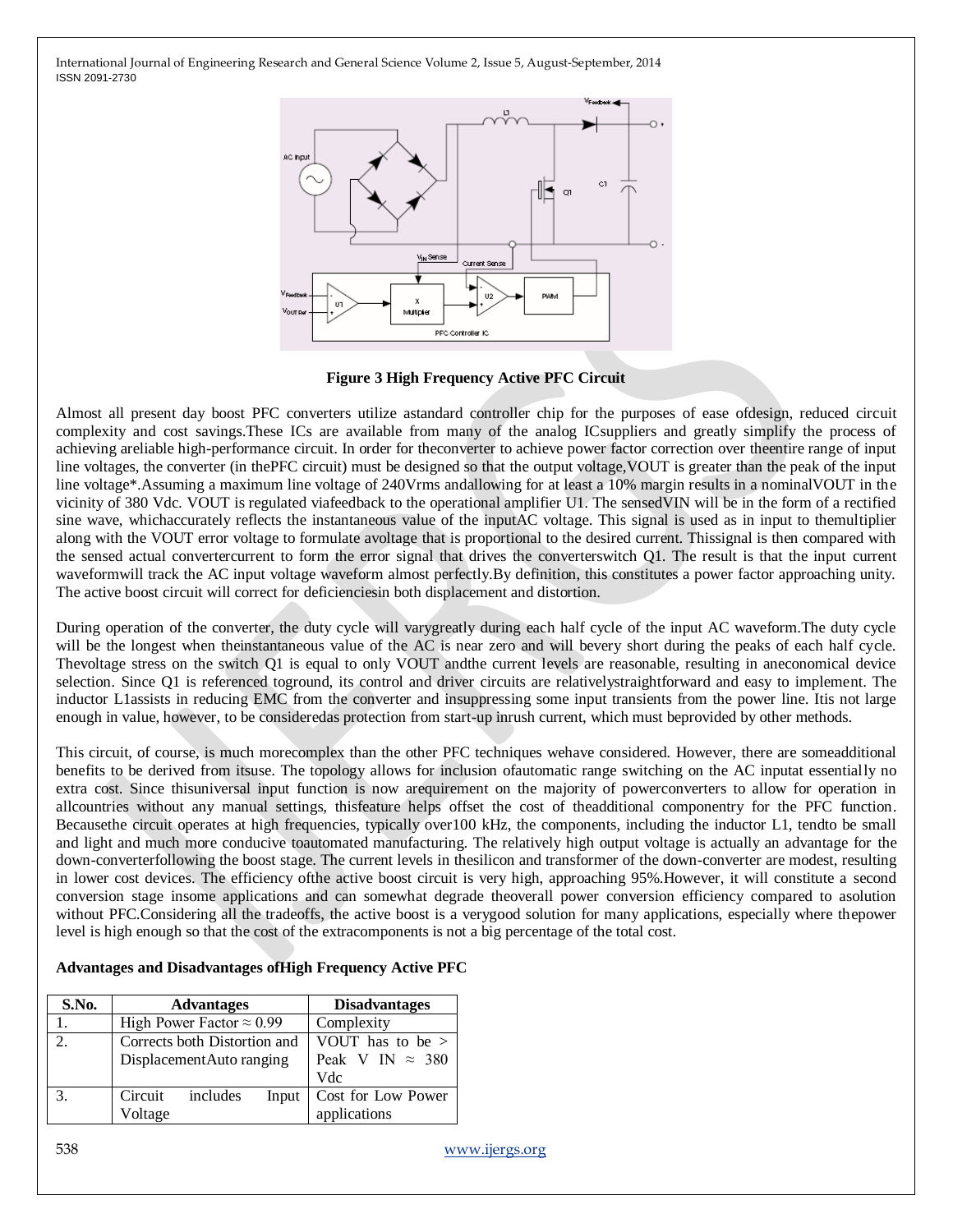**Figure 3 High Frequency Active PFC Circuit**

Almost all present day boost PFC converters utilize astandard controller chip for the purposes of ease ofdesign, reduced circuit complexity and cost savings.These ICs are available from many of the analog ICsuppliers and greatly simplify the process of achieving areliable high-performance circuit. In order for theconverter to achieve power factor correction over theentire range of input line voltages, the converter (in thePFC circuit) must be designed so that the output voltage,VOUT is greater than the peak of the input line voltage*.Assuming a maximum line voltage of 240Vrms andallowing for at least a 10% margin results in a nominalVOUT in the vicinity of 380 Vdc. VOUT is regulated viafeedback to the operational amplifier U1. The sensedVIN will be in the form of a rectified sine wave, whichaccurately reflects the instantaneous value of the inputAC voltage. This signal is used as in input to themultiplier along with the VOUT error voltage to formulate avoltage that is proportional to the desired current. Thissignal is then compared with the sensed actual convertercurrent to form the error signal that drives the converterswitch Q1. The result is that the input current waveformwill track the AC input voltage waveform almost perfectly.By definition, this constitutes a power factor approaching unity. The active boost circuit will correct for deficienciesin both displacement and distortion.

During operation of the converter, the duty cycle will varygreatly during each half cycle of the input AC waveform.The duty cycle will be the longest when theinstantaneous value of the AC is near zero and will bevery short during the peaks of each half cycle. Thevoltage stress on the switch Q1 is equal to only VOUT andthe current levels are reasonable, resulting in aneconomical device selection. Since Q1 is referenced toground, its control and driver circuits are relativelystraightforward and easy to implement. The inductor L1assists in reducing EMC from the converter and insuppressing some input transients from the power line. Itis not large enough in value, however, to be consideredas protection from start-up inrush current, which must beprovided by other methods.

This circuit, of course, is much morecomplex than the other PFC techniques wehave considered. However, there are someadditional benefits to be derived from itsuse. The topology allows for inclusion ofautomatic range switching on the AC inputat essentially no extra cost. Since thisuniversal input function is now arequirement on the majority of powerconverters to allow for operation in allcountries without any manual settings, thisfeature helps offset the cost of theadditional componentry for the PFC function. Becausethe circuit operates at high frequencies, typically over100 kHz, the components, including the inductor L1, tendto be small and light and much more conducive toautomated manufacturing. The relatively high output voltage is actually an advantage for the down-converterfollowing the boost stage. The current levels in thesilicon and transformer of the down-converter are modest, resulting in lower cost devices. The efficiency ofthe active boost circuit is very high, approaching 95%.However, it will constitute a second conversion stage insome applications and can somewhat degrade theoverall power conversion efficiency compared to asolution without PFC.Considering all the tradeoffs, the active boost is a verygood solution for many applications, especially where thepower level is high enough so that the cost of the extracomponents is not a big percentage of the total cost.

**Advantages and Disadvantages ofHigh Frequency Active PFC**

| S.No. | Advantages | Disadvantages |
|---|---|---|
| 1. | High Power Factor ≈ 0.99 | Complexity |
| 2. | Corrects both Distortion and DisplacementAuto ranging | VOUT has to be > Peak V IN ≈ 380 Vdc |
| 3. | Circuit includes Input Voltage | Cost for Low Power applications |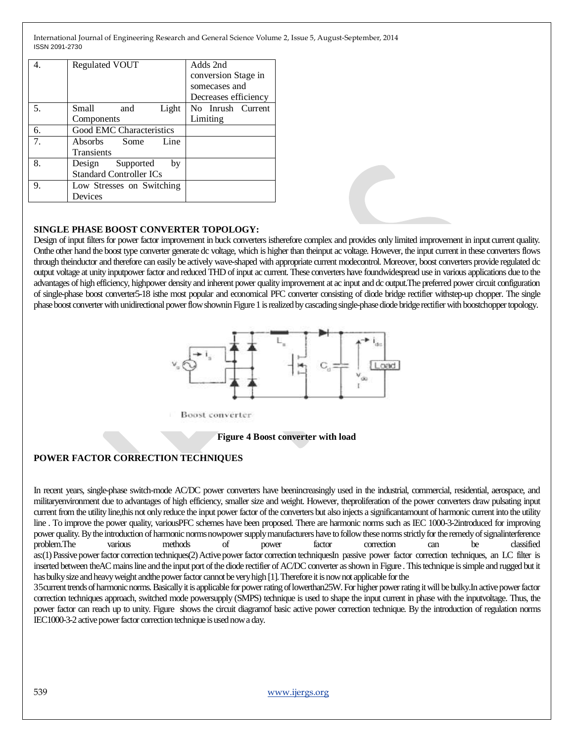| 4. | Regulated VOUT | Adds 2nd conversion Stage in somecases and Decreases efficiency |
|---|---|---|
| 5. | Small and Light Components | No Inrush Current Limiting |
| 6. | Good EMC Characteristics | |
| 7. | Absorbs Some Line Transients | |
| 8. | Design Supported by Standard Controller ICs | |
| 9. | Low Stresses on Switching Devices | |

**SINGLE PHASE BOOST CONVERTER TOPOLOGY:**

Design of input filters for power factor improvement in buck converters istherefore complex and provides only limited improvement in input current quality. Onthe other hand the boost type converter generate dc voltage, which is higher than theinput ac voltage. However, the input current in these converters flows through theinductor and therefore can easily be actively wave-shaped with appropriate current modecontrol. Moreover, boost converters provide regulated dc output voltage at unity inputpower factor and reduced THD of input ac current. These converters have foundwidespread use in various applications due to the advantages of high efficiency, highpower density and inherent power quality improvement at ac input and dc output.The preferred power circuit configuration of single-phase boost converter5-18 isthe most popular and economical PFC converter consisting of diode bridge rectifier withstep-up chopper. The single phase boost converter with unidirectional power flow shownin Figure 1 is realized by cascading single-phase diode bridge rectifier with boostchopper topology.

Boost converter

**Figure 4 Boost converter with load**

**POWER FACTOR CORRECTION TECHNIQUES**

In recent years, single-phase switch-mode AC/DC power converters have beenincreasingly used in the industrial, commercial, residential, aerospace, and militaryenvironment due to advantages of high efficiency, smaller size and weight. However, theproliferation of the power converters draw pulsating input current from the utility line,this not only reduce the input power factor of the converters but also injects a significantamount of harmonic current into the utility line . To improve the power quality, variousPFC schemes have been proposed. There are harmonic norms such as IEC 1000-3-2introduced for improving power quality. By the introduction of harmonic norms nowpower supply manufacturers have to follow these norms strictly for the remedy of signalinterference problem.The various methods of power factor correction can be classified as:(1) Passive power factor correction techniques(2) Active power factor correction techniquesIn passive power factor correction techniques, an LC filter is inserted between theAC mains line and the input port of the diode rectifier of AC/DC converter as shown in Figure . This technique is simple and rugged but it has bulky size and heavy weight andthe power factor cannot be very high [1]. Therefore it is now not applicable for the 35current trends of harmonic norms. Basically it is applicable for power rating of lowerthan25W. For higher power rating it will be bulky.In active power factor correction techniques approach, switched mode powersupply (SMPS) technique is used to shape the input current in phase with the inputvoltage. Thus, the power factor can reach up to unity. Figure shows the circuit diagramof basic active power correction technique. By the introduction of regulation norms IEC1000-3-2 active power factor correction technique is used now a day.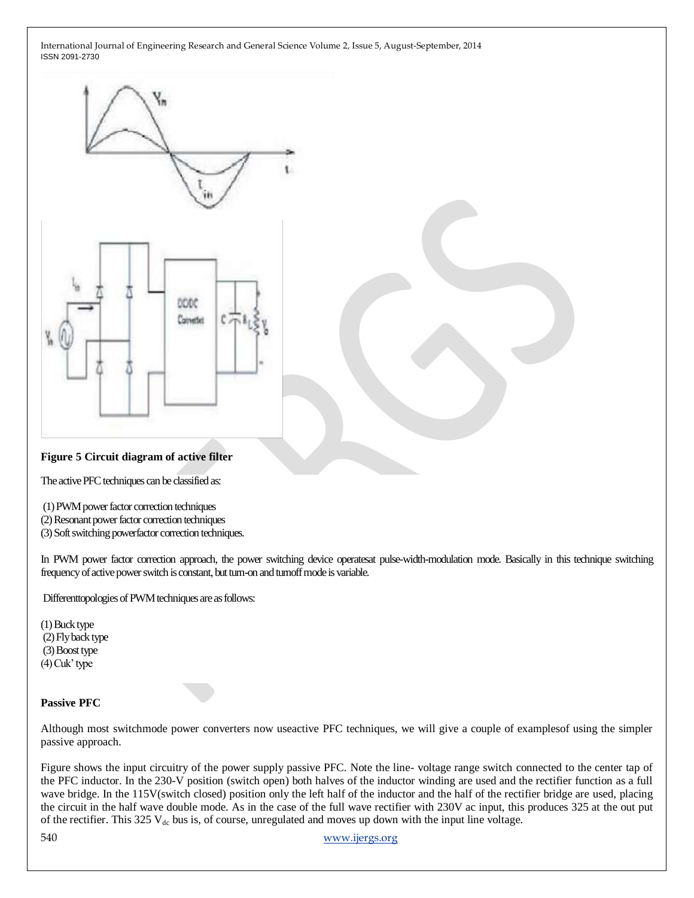**Figure 5 Circuit diagram of active filter**

The active PFC techniques can be classified as:

(1) PWM power factor correction techniques
(2) Resonant power factor correction techniques
(3) Soft switching powerfactor correction techniques.

In PWM power factor correction approach, the power switching device operatesat pulse-width-modulation mode. Basically in this technique switching frequency of active power switch is constant, but turn-on and turnoff mode is variable.

Differenttopologies of PWM techniques are as follows:

(1) Buck type
(2) Fly back type
(3) Boost type
(4) Cuk' type

**Passive PFC**

Although most switchmode power converters now useactive PFC techniques, we will give a couple of examplesof using the simpler passive approach.

Figure shows the input circuitry of the power supply passive PFC. Note the line- voltage range switch connected to the center tap of the PFC inductor. In the 230-V position (switch open) both halves of the inductor winding are used and the rectifier function as a full wave bridge. In the 115V(switch closed) position only the left half of the inductor and the half of the rectifier bridge are used, placing the circuit in the half wave double mode. As in the case of the full wave rectifier with 230V ac input, this produces 325 at the out put of the rectifier. This 325 $V_{dc}$ bus is, of course, unregulated and moves up down with the input line voltage.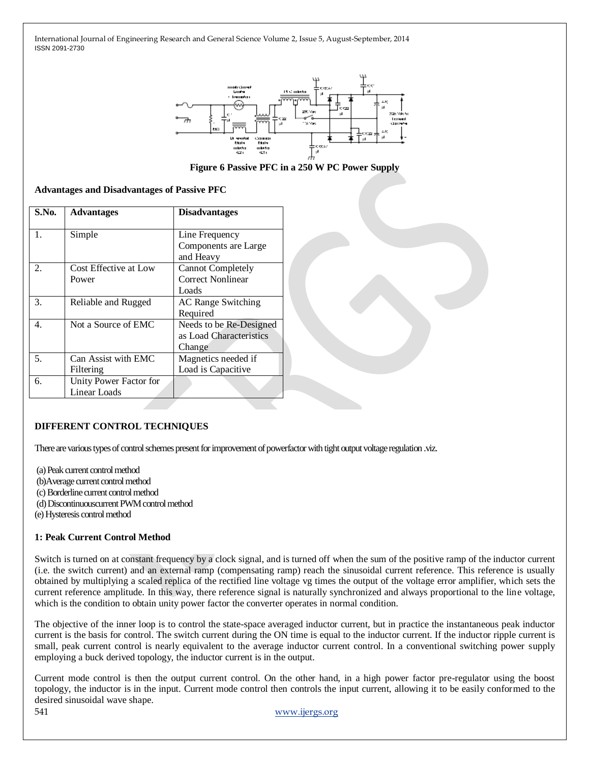Figure 6 Passive PFC in a 250 W PC Power Supply

**Advantages and Disadvantages of Passive PFC**

| S.No. | Advantages | Disadvantages |
|---|---|---|
| 1. | Simple | Line Frequency Components are Large and Heavy |
| 2. | Cost Effective at Low Power | Cannot Completely Correct Nonlinear Loads |
| 3. | Reliable and Rugged | AC Range Switching Required |
| 4. | Not a Source of EMC | Needs to be Re-Designed as Load Characteristics Change |
| 5. | Can Assist with EMC Filtering | Magnetics needed if Load is Capacitive |
| 6. | Unity Power Factor for Linear Loads | |

**DIFFERENT CONTROL TECHNIQUES**

There are various types of control schemes present for improvement of powerfactor with tight output voltage regulation .viz.

(a) Peak current control method
(b)Average current control method
(c) Borderline current control method
(d) Discontinuouscurrent PWM control method
(e) Hysteresis control method

**1: Peak Current Control Method**

Switch is turned on at constant frequency by a clock signal, and is turned off when the sum of the positive ramp of the inductor current (i.e. the switch current) and an external ramp (compensating ramp) reach the sinusoidal current reference. This reference is usually obtained by multiplying a scaled replica of the rectified line voltage vg times the output of the voltage error amplifier, which sets the current reference amplitude. In this way, there reference signal is naturally synchronized and always proportional to the line voltage, which is the condition to obtain unity power factor the converter operates in normal condition.

The objective of the inner loop is to control the state-space averaged inductor current, but in practice the instantaneous peak inductor current is the basis for control. The switch current during the ON time is equal to the inductor current. If the inductor ripple current is small, peak current control is nearly equivalent to the average inductor current control. In a conventional switching power supply employing a buck derived topology, the inductor current is in the output.

Current mode control is then the output current control. On the other hand, in a high power factor pre-regulator using the boost topology, the inductor is in the input. Current mode control then controls the input current, allowing it to be easily conformed to the desired sinusoidal wave shape.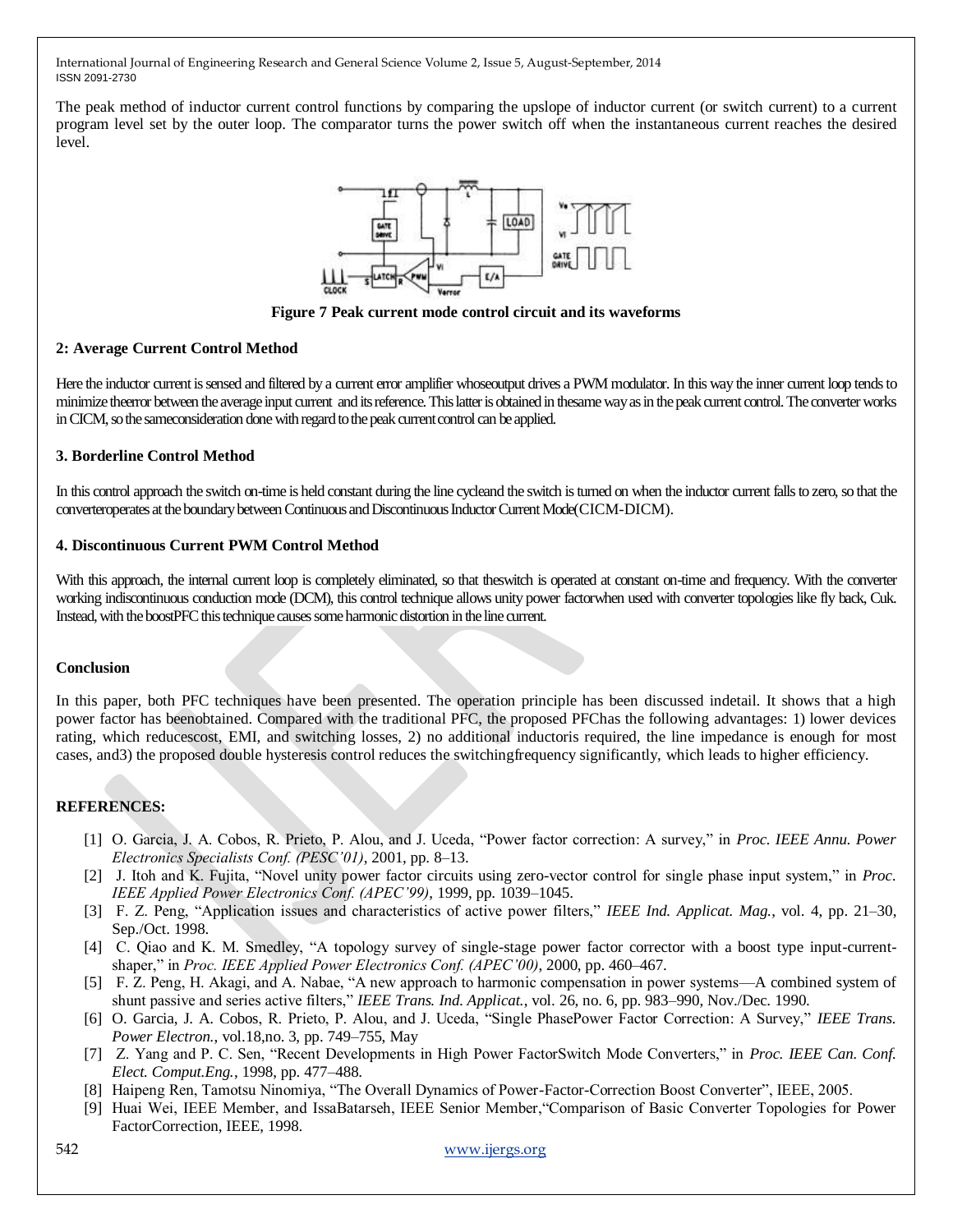The peak method of inductor current control functions by comparing the upslope of inductor current (or switch current) to a current program level set by the outer loop. The comparator turns the power switch off when the instantaneous current reaches the desired level.

**Figure 7 Peak current mode control circuit and its waveforms**

#### 2: Average Current Control Method

Here the inductor current is sensed and filtered by a current error amplifier whoseoutput drives a PWM modulator. In this way the inner current loop tends to minimize theerror between the average input current and its reference. This latter is obtained in thesame way as in the peak current control. The converter works in CICM, so the sameconsideration done with regard to the peak current control can be applied.

#### 3. Borderline Control Method

In this control approach the switch on-time is held constant during the line cycleand the switch is turned on when the inductor current falls to zero, so that the converteroperates at the boundary between Continuous and Discontinuous Inductor Current Mode(CICM-DICM).

#### 4. Discontinuous Current PWM Control Method

With this approach, the internal current loop is completely eliminated, so that theswitch is operated at constant on-time and frequency. With the converter working indiscontinuous conduction mode (DCM), this control technique allows unity power factorwhen used with converter topologies like fly back, Cuk. Instead, with the boostPFC this technique causes some harmonic distortion in the line current.

#### Conclusion

In this paper, both PFC techniques have been presented. The operation principle has been discussed indetail. It shows that a high power factor has beenobtained. Compared with the traditional PFC, the proposed PFChas the following advantages: 1) lower devices rating, which reducescost, EMI, and switching losses, 2) no additional inductoris required, the line impedance is enough for most cases, and3) the proposed double hysteresis control reduces the switchingfrequency significantly, which leads to higher efficiency.

#### REFERENCES:

[1] O. Garcia, J. A. Cobos, R. Prieto, P. Alou, and J. Uceda, "Power factor correction: A survey," in *Proc. IEEE Annu. Power Electronics Specialists Conf. (PESC'01)*, 2001, pp. 8–13.

[2] J. Itoh and K. Fujita, "Novel unity power factor circuits using zero-vector control for single phase input system," in *Proc. IEEE Applied Power Electronics Conf. (APEC'99)*, 1999, pp. 1039–1045.

[3] F. Z. Peng, "Application issues and characteristics of active power filters," *IEEE Ind. Applicat. Mag.*, vol. 4, pp. 21–30, Sep./Oct. 1998.

[4] C. Qiao and K. M. Smedley, "A topology survey of single-stage power factor corrector with a boost type input-current-shaper," in *Proc. IEEE Applied Power Electronics Conf. (APEC'00)*, 2000, pp. 460–467.

[5] F. Z. Peng, H. Akagi, and A. Nabae, "A new approach to harmonic compensation in power systems—A combined system of shunt passive and series active filters," *IEEE Trans. Ind. Applicat.*, vol. 26, no. 6, pp. 983–990, Nov./Dec. 1990.

[6] O. Garcia, J. A. Cobos, R. Prieto, P. Alou, and J. Uceda, "Single PhasePower Factor Correction: A Survey," *IEEE Trans. Power Electron.*, vol.18,no. 3, pp. 749–755, May

[7] Z. Yang and P. C. Sen, "Recent Developments in High Power FactorSwitch Mode Converters," in *Proc. IEEE Can. Conf. Elect. Comput.Eng.*, 1998, pp. 477–488.

[8] Haipeng Ren, Tamotsu Ninomiya, "The Overall Dynamics of Power-Factor-Correction Boost Converter", IEEE, 2005.

[9] Huai Wei, IEEE Member, and IssaBatarseh, IEEE Senior Member,"Comparison of Basic Converter Topologies for Power FactorCorrection, IEEE, 1998.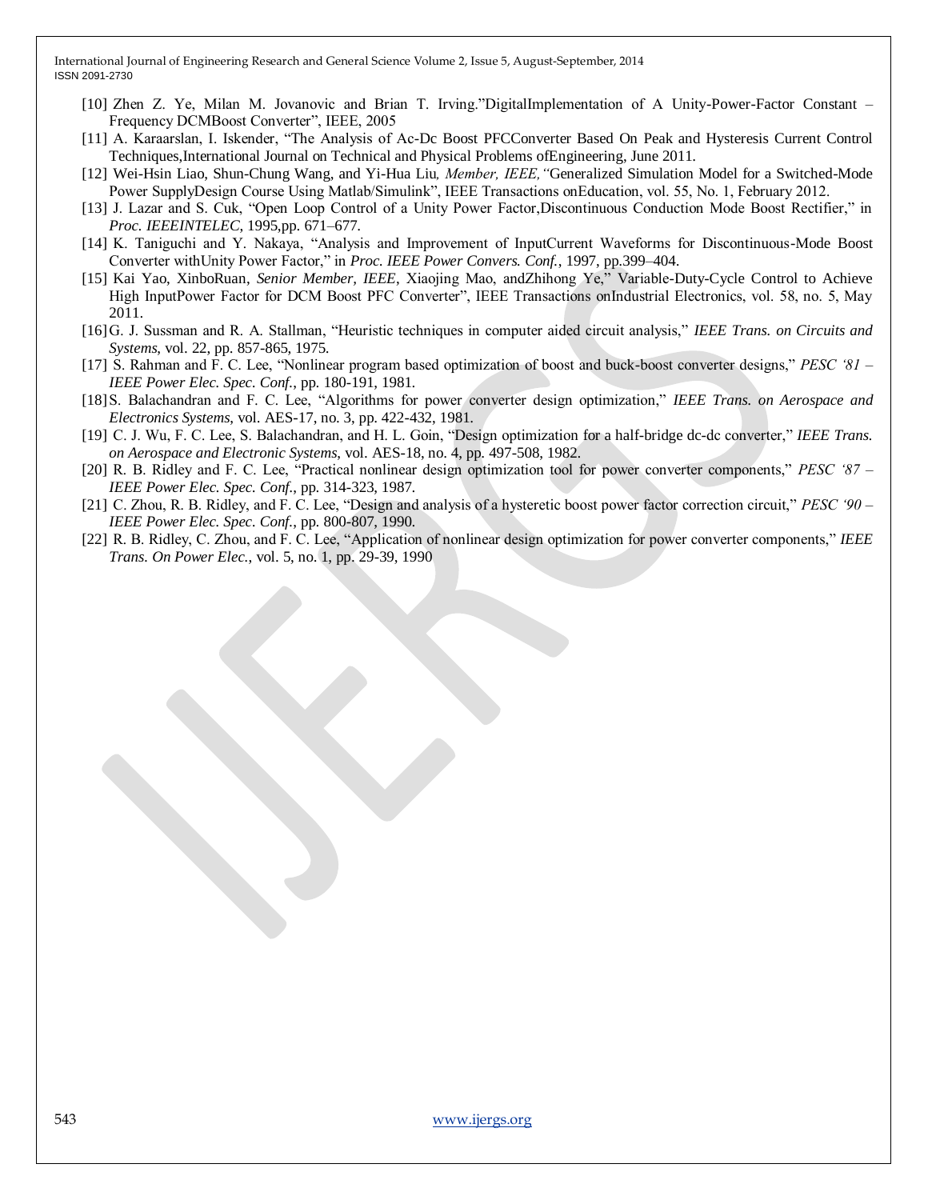[10] Zhen Z. Ye, Milan M. Jovanovic and Brian T. Irving."DigitalImplementation of A Unity-Power-Factor Constant – Frequency DCMBoost Converter", IEEE, 2005

[11] A. Karaarslan, I. Iskender, "The Analysis of Ac-Dc Boost PFCConverter Based On Peak and Hysteresis Current Control Techniques,International Journal on Technical and Physical Problems ofEngineering, June 2011.

[12] Wei-Hsin Liao, Shun-Chung Wang, and Yi-Hua Liu, *Member, IEEE,"*Generalized Simulation Model for a Switched-Mode Power SupplyDesign Course Using Matlab/Simulink", IEEE Transactions onEducation, vol. 55, No. 1, February 2012.

[13] J. Lazar and S. Cuk, "Open Loop Control of a Unity Power Factor,Discontinuous Conduction Mode Boost Rectifier," in *Proc. IEEEINTELEC*, 1995,pp. 671–677.

[14] K. Taniguchi and Y. Nakaya, "Analysis and Improvement of InputCurrent Waveforms for Discontinuous-Mode Boost Converter withUnity Power Factor," in *Proc. IEEE Power Convers. Conf.*, 1997, pp.399–404.

[15] Kai Yao, XinboRuan, *Senior Member, IEEE*, Xiaojing Mao, andZhihong Ye," Variable-Duty-Cycle Control to Achieve High InputPower Factor for DCM Boost PFC Converter", IEEE Transactions onIndustrial Electronics, vol. 58, no. 5, May 2011.

[16] G. J. Sussman and R. A. Stallman, "Heuristic techniques in computer aided circuit analysis," *IEEE Trans. on Circuits and Systems*, vol. 22, pp. 857-865, 1975.

[17] S. Rahman and F. C. Lee, "Nonlinear program based optimization of boost and buck-boost converter designs," *PESC '81 – IEEE Power Elec. Spec. Conf.*, pp. 180-191, 1981.

[18] S. Balachandran and F. C. Lee, "Algorithms for power converter design optimization," *IEEE Trans. on Aerospace and Electronics Systems*, vol. AES-17, no. 3, pp. 422-432, 1981.

[19] C. J. Wu, F. C. Lee, S. Balachandran, and H. L. Goin, "Design optimization for a half-bridge dc-dc converter," *IEEE Trans. on Aerospace and Electronic Systems*, vol. AES-18, no. 4, pp. 497-508, 1982.

[20] R. B. Ridley and F. C. Lee, "Practical nonlinear design optimization tool for power converter components," *PESC '87 – IEEE Power Elec. Spec. Conf.*, pp. 314-323, 1987.

[21] C. Zhou, R. B. Ridley, and F. C. Lee, "Design and analysis of a hysteretic boost power factor correction circuit," *PESC '90 – IEEE Power Elec. Spec. Conf.*, pp. 800-807, 1990.

[22] R. B. Ridley, C. Zhou, and F. C. Lee, "Application of nonlinear design optimization for power converter components," *IEEE Trans. On Power Elec.*, vol. 5, no. 1, pp. 29-39, 1990